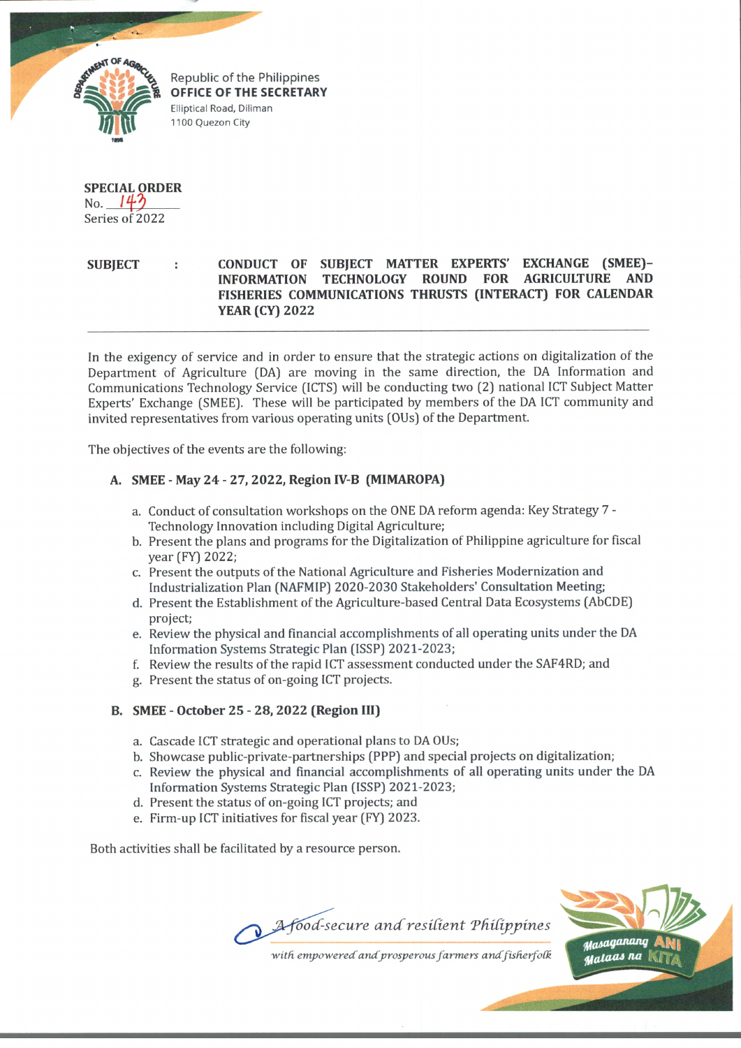Republic of the Philippines
**OFFICE OF THE SECRETARY**
Elliptical Road, Diliman
1100 Quezon City

**SPECIAL ORDER**
No. 143
Series of 2022

**SUBJECT : CONDUCT OF SUBJECT MATTER EXPERTS' EXCHANGE (SMEE)–INFORMATION TECHNOLOGY ROUND FOR AGRICULTURE AND FISHERIES COMMUNICATIONS THRUSTS (INTERACT) FOR CALENDAR YEAR (CY) 2022**

---

In the exigency of service and in order to ensure that the strategic actions on digitalization of the Department of Agriculture (DA) are moving in the same direction, the DA Information and Communications Technology Service (ICTS) will be conducting two (2) national ICT Subject Matter Experts' Exchange (SMEE). These will be participated by members of the DA ICT community and invited representatives from various operating units (OUs) of the Department.

The objectives of the events are the following:

**A. SMEE - May 24 - 27, 2022, Region IV-B (MIMAROPA)**

a. Conduct of consultation workshops on the ONE DA reform agenda: Key Strategy 7 - Technology Innovation including Digital Agriculture;
b. Present the plans and programs for the Digitalization of Philippine agriculture for fiscal year (FY) 2022;
c. Present the outputs of the National Agriculture and Fisheries Modernization and Industrialization Plan (NAFMIP) 2020-2030 Stakeholders' Consultation Meeting;
d. Present the Establishment of the Agriculture-based Central Data Ecosystems (AbCDE) project;
e. Review the physical and financial accomplishments of all operating units under the DA Information Systems Strategic Plan (ISSP) 2021-2023;
f. Review the results of the rapid ICT assessment conducted under the SAF4RD; and
g. Present the status of on-going ICT projects.

**B. SMEE - October 25 - 28, 2022 (Region III)**

a. Cascade ICT strategic and operational plans to DA OUs;
b. Showcase public-private-partnerships (PPP) and special projects on digitalization;
c. Review the physical and financial accomplishments of all operating units under the DA Information Systems Strategic Plan (ISSP) 2021-2023;
d. Present the status of on-going ICT projects; and
e. Firm-up ICT initiatives for fiscal year (FY) 2023.

Both activities shall be facilitated by a resource person.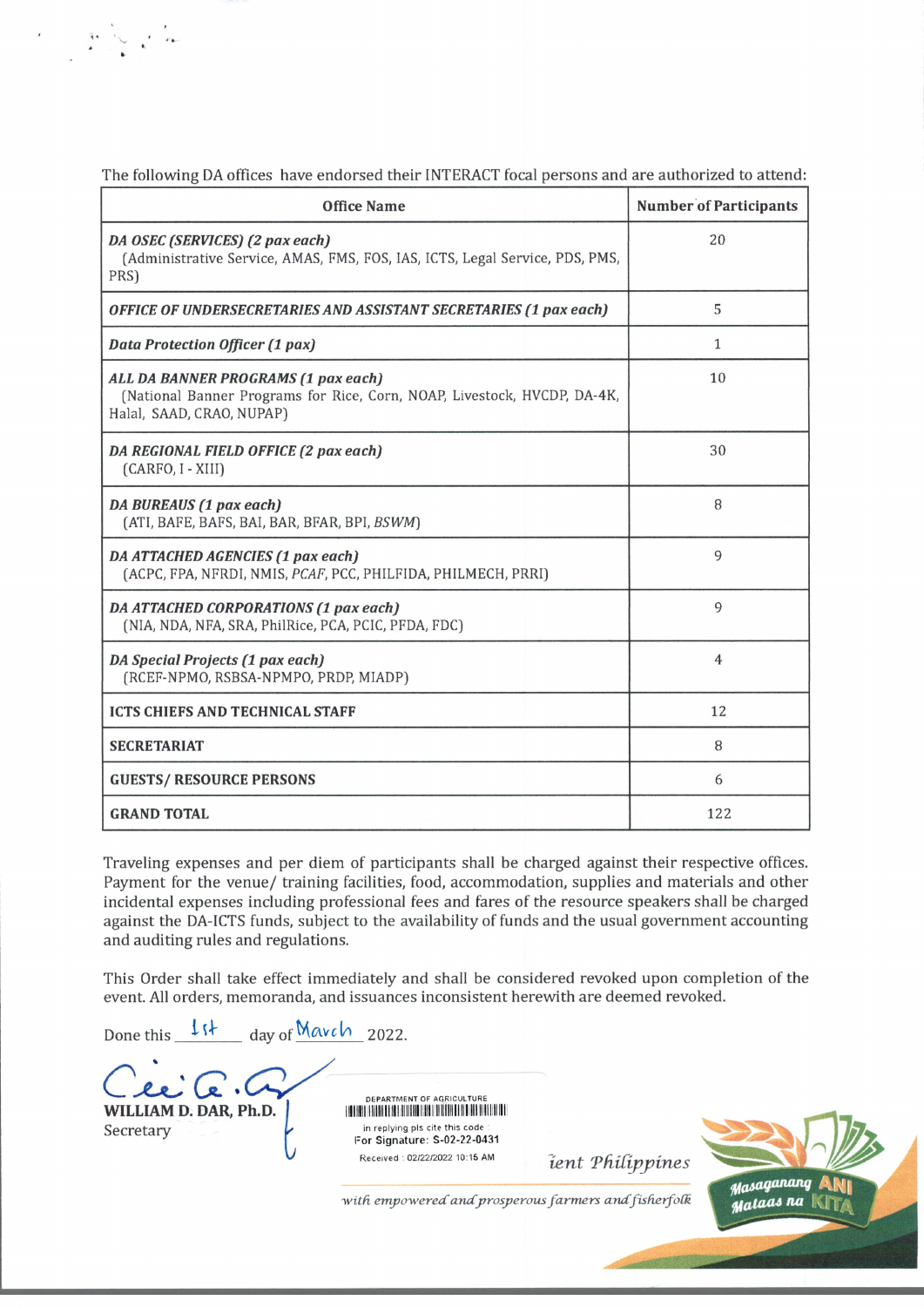The following DA offices have endorsed their INTERACT focal persons and are authorized to attend:

| Office Name | Number of Participants |
|---|---|
| ***DA OSEC (SERVICES) (2 pax each)***<br>(Administrative Service, AMAS, FMS, FOS, IAS, ICTS, Legal Service, PDS, PMS, PRS) | 20 |
| ***OFFICE OF UNDERSECRETARIES AND ASSISTANT SECRETARIES (1 pax each)*** | 5 |
| ***Data Protection Officer (1 pax)*** | 1 |
| ***ALL DA BANNER PROGRAMS (1 pax each)***<br>(National Banner Programs for Rice, Corn, NOAP, Livestock, HVCDP, DA-4K, Halal, SAAD, CRAO, NUPAP) | 10 |
| ***DA REGIONAL FIELD OFFICE (2 pax each)***<br>(CARFO, I - XIII) | 30 |
| ***DA BUREAUS (1 pax each)***<br>(ATI, BAFE, BAFS, BAI, BAR, BFAR, BPI, *BSWM*) | 8 |
| ***DA ATTACHED AGENCIES (1 pax each)***<br>(ACPC, FPA, NFRDI, NMIS, *PCAF*, PCC, PHILFIDA, PHILMECH, PRRI) | 9 |
| ***DA ATTACHED CORPORATIONS (1 pax each)***<br>(NIA, NDA, NFA, SRA, PhilRice, PCA, PCIC, PFDA, FDC) | 9 |
| ***DA Special Projects (1 pax each)***<br>(RCEF-NPMO, RSBSA-NPMPO, PRDP, MIADP) | 4 |
| **ICTS CHIEFS AND TECHNICAL STAFF** | 12 |
| **SECRETARIAT** | 8 |
| **GUESTS/ RESOURCE PERSONS** | 6 |
| **GRAND TOTAL** | 122 |

Traveling expenses and per diem of participants shall be charged against their respective offices. Payment for the venue/ training facilities, food, accommodation, supplies and materials and other incidental expenses including professional fees and fares of the resource speakers shall be charged against the DA-ICTS funds, subject to the availability of funds and the usual government accounting and auditing rules and regulations.

This Order shall take effect immediately and shall be considered revoked upon completion of the event. All orders, memoranda, and issuances inconsistent herewith are deemed revoked.

Done this 1st day of March 2022.

**WILLIAM D. DAR, Ph.D.**
Secretary

DEPARTMENT OF AGRICULTURE
in replying pls cite this code :
For Signature: S-02-22-0431
Received : 02/22/2022 10:15 AM